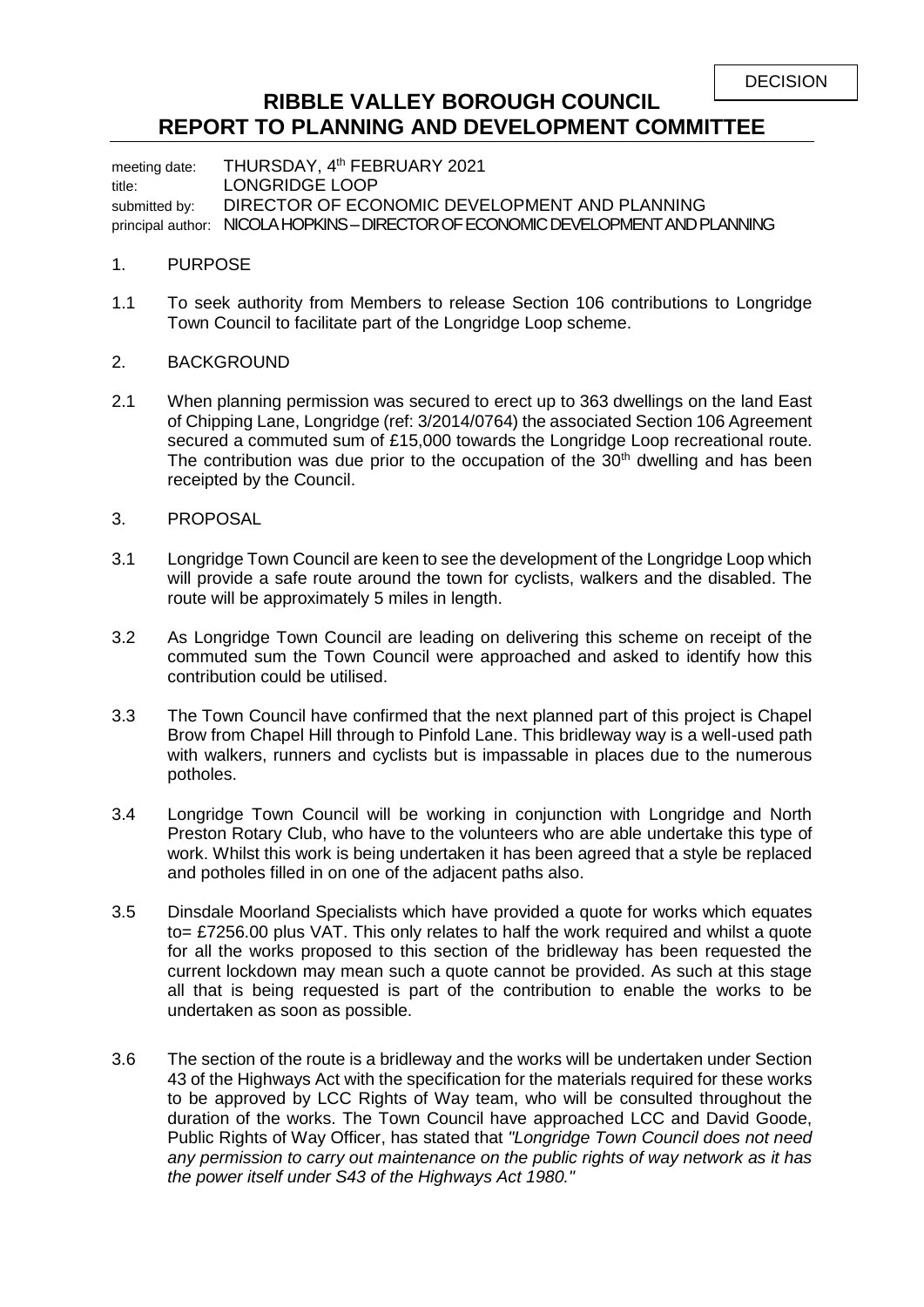DECISION

# RIBBLE VALLEY BOROUGH COUNCIL
# REPORT TO PLANNING AND DEVELOPMENT COMMITTEE

meeting date: THURSDAY, 4th FEBRUARY 2021
title: LONGRIDGE LOOP
submitted by: DIRECTOR OF ECONOMIC DEVELOPMENT AND PLANNING
principal author: NICOLA HOPKINS – DIRECTOR OF ECONOMIC DEVELOPMENT AND PLANNING

1. PURPOSE

1.1 To seek authority from Members to release Section 106 contributions to Longridge Town Council to facilitate part of the Longridge Loop scheme.

2. BACKGROUND

2.1 When planning permission was secured to erect up to 363 dwellings on the land East of Chipping Lane, Longridge (ref: 3/2014/0764) the associated Section 106 Agreement secured a commuted sum of £15,000 towards the Longridge Loop recreational route. The contribution was due prior to the occupation of the 30th dwelling and has been receipted by the Council.

3. PROPOSAL

3.1 Longridge Town Council are keen to see the development of the Longridge Loop which will provide a safe route around the town for cyclists, walkers and the disabled. The route will be approximately 5 miles in length.

3.2 As Longridge Town Council are leading on delivering this scheme on receipt of the commuted sum the Town Council were approached and asked to identify how this contribution could be utilised.

3.3 The Town Council have confirmed that the next planned part of this project is Chapel Brow from Chapel Hill through to Pinfold Lane. This bridleway way is a well-used path with walkers, runners and cyclists but is impassable in places due to the numerous potholes.

3.4 Longridge Town Council will be working in conjunction with Longridge and North Preston Rotary Club, who have to the volunteers who are able undertake this type of work. Whilst this work is being undertaken it has been agreed that a style be replaced and potholes filled in on one of the adjacent paths also.

3.5 Dinsdale Moorland Specialists which have provided a quote for works which equates to= £7256.00 plus VAT. This only relates to half the work required and whilst a quote for all the works proposed to this section of the bridleway has been requested the current lockdown may mean such a quote cannot be provided. As such at this stage all that is being requested is part of the contribution to enable the works to be undertaken as soon as possible.

3.6 The section of the route is a bridleway and the works will be undertaken under Section 43 of the Highways Act with the specification for the materials required for these works to be approved by LCC Rights of Way team, who will be consulted throughout the duration of the works. The Town Council have approached LCC and David Goode, Public Rights of Way Officer, has stated that *"Longridge Town Council does not need any permission to carry out maintenance on the public rights of way network as it has the power itself under S43 of the Highways Act 1980."*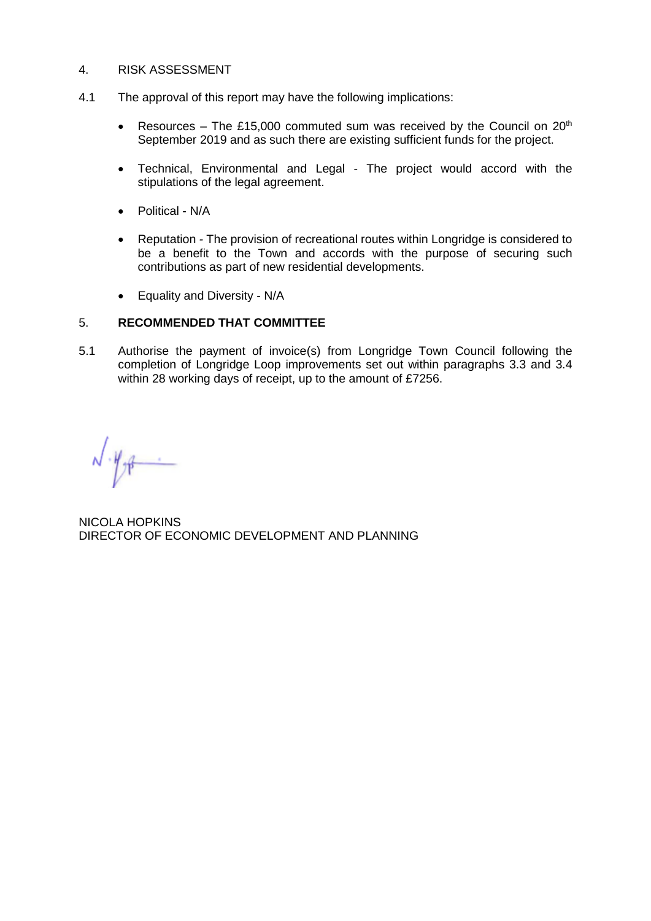4. RISK ASSESSMENT

4.1 The approval of this report may have the following implications:

- Resources – The £15,000 commuted sum was received by the Council on 20th September 2019 and as such there are existing sufficient funds for the project.
- Technical, Environmental and Legal - The project would accord with the stipulations of the legal agreement.
- Political - N/A
- Reputation - The provision of recreational routes within Longridge is considered to be a benefit to the Town and accords with the purpose of securing such contributions as part of new residential developments.
- Equality and Diversity - N/A

5. **RECOMMENDED THAT COMMITTEE**

5.1 Authorise the payment of invoice(s) from Longridge Town Council following the completion of Longridge Loop improvements set out within paragraphs 3.3 and 3.4 within 28 working days of receipt, up to the amount of £7256.

NICOLA HOPKINS
DIRECTOR OF ECONOMIC DEVELOPMENT AND PLANNING